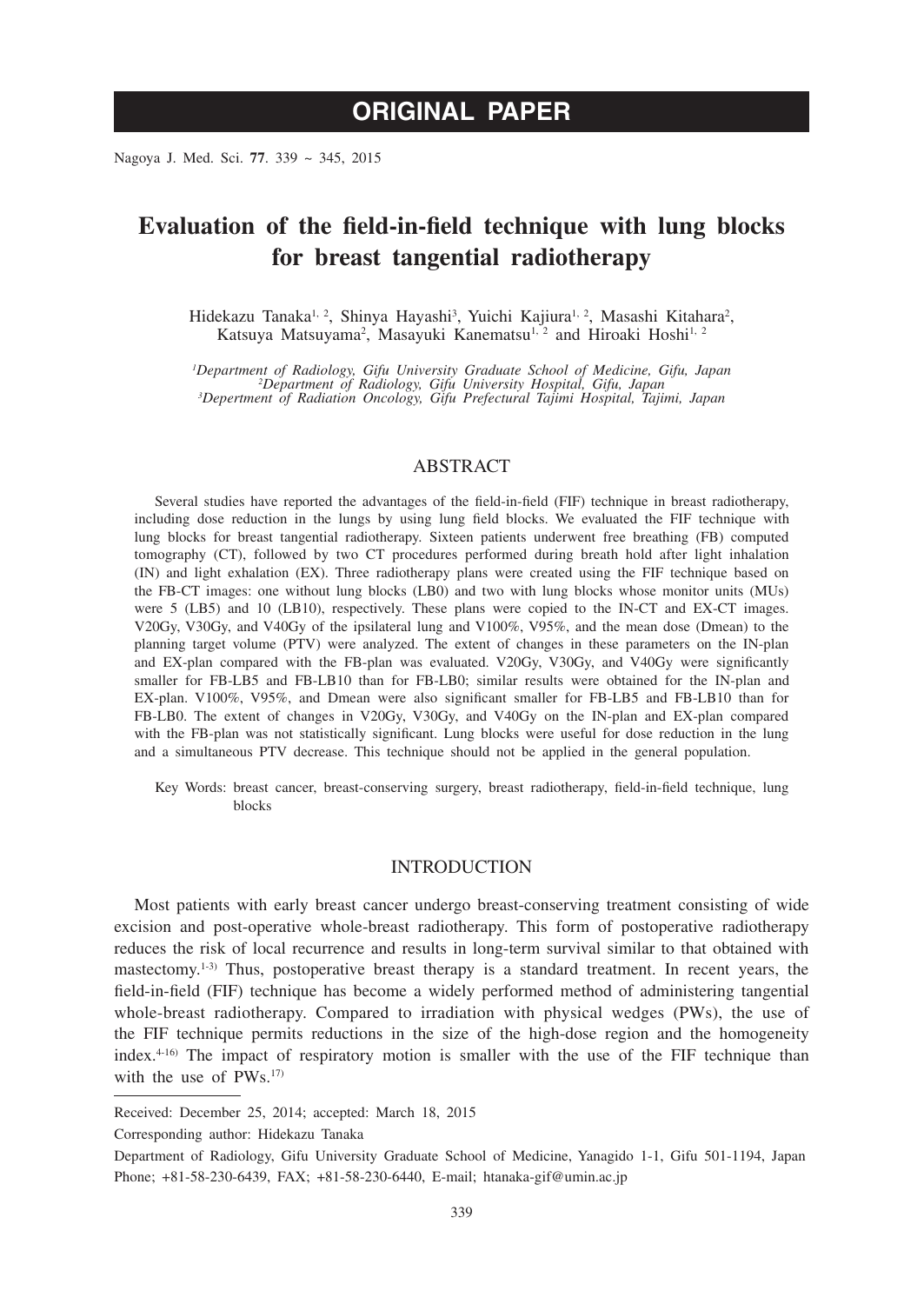ORIGINAL PAPER

# Evaluation of the field-in-field technique with lung blocks for breast tangential radiotherapy

Hidekazu Tanaka[1, 2], Shinya Hayashi[3], Yuichi Kajiura[1, 2], Masashi Kitahara[2], Katsuya Matsuyama[2], Masayuki Kanematsu[1, 2] and Hiroaki Hoshi[1, 2]

[1]*Department of Radiology, Gifu University Graduate School of Medicine, Gifu, Japan*
[2]*Department of Radiology, Gifu University Hospital, Gifu, Japan*
[3]*Depertment of Radiation Oncology, Gifu Prefectural Tajimi Hospital, Tajimi, Japan*

## ABSTRACT

Several studies have reported the advantages of the field-in-field (FIF) technique in breast radiotherapy, including dose reduction in the lungs by using lung field blocks. We evaluated the FIF technique with lung blocks for breast tangential radiotherapy. Sixteen patients underwent free breathing (FB) computed tomography (CT), followed by two CT procedures performed during breath hold after light inhalation (IN) and light exhalation (EX). Three radiotherapy plans were created using the FIF technique based on the FB-CT images: one without lung blocks (LB0) and two with lung blocks whose monitor units (MUs) were 5 (LB5) and 10 (LB10), respectively. These plans were copied to the IN-CT and EX-CT images. V20Gy, V30Gy, and V40Gy of the ipsilateral lung and V100%, V95%, and the mean dose (Dmean) to the planning target volume (PTV) were analyzed. The extent of changes in these parameters on the IN-plan and EX-plan compared with the FB-plan was evaluated. V20Gy, V30Gy, and V40Gy were significantly smaller for FB-LB5 and FB-LB10 than for FB-LB0; similar results were obtained for the IN-plan and EX-plan. V100%, V95%, and Dmean were also significant smaller for FB-LB5 and FB-LB10 than for FB-LB0. The extent of changes in V20Gy, V30Gy, and V40Gy on the IN-plan and EX-plan compared with the FB-plan was not statistically significant. Lung blocks were useful for dose reduction in the lung and a simultaneous PTV decrease. This technique should not be applied in the general population.

Key Words: breast cancer, breast-conserving surgery, breast radiotherapy, field-in-field technique, lung blocks

## INTRODUCTION

Most patients with early breast cancer undergo breast-conserving treatment consisting of wide excision and post-operative whole-breast radiotherapy. This form of postoperative radiotherapy reduces the risk of local recurrence and results in long-term survival similar to that obtained with mastectomy.[1-3] Thus, postoperative breast therapy is a standard treatment. In recent years, the field-in-field (FIF) technique has become a widely performed method of administering tangential whole-breast radiotherapy. Compared to irradiation with physical wedges (PWs), the use of the FIF technique permits reductions in the size of the high-dose region and the homogeneity index.[4-16] The impact of respiratory motion is smaller with the use of the FIF technique than with the use of PWs.[17]

---

Received: December 25, 2014; accepted: March 18, 2015

Corresponding author: Hidekazu Tanaka

Department of Radiology, Gifu University Graduate School of Medicine, Yanagido 1-1, Gifu 501-1194, Japan
Phone; +81-58-230-6439, FAX; +81-58-230-6440, E-mail; htanaka-gif@umin.ac.jp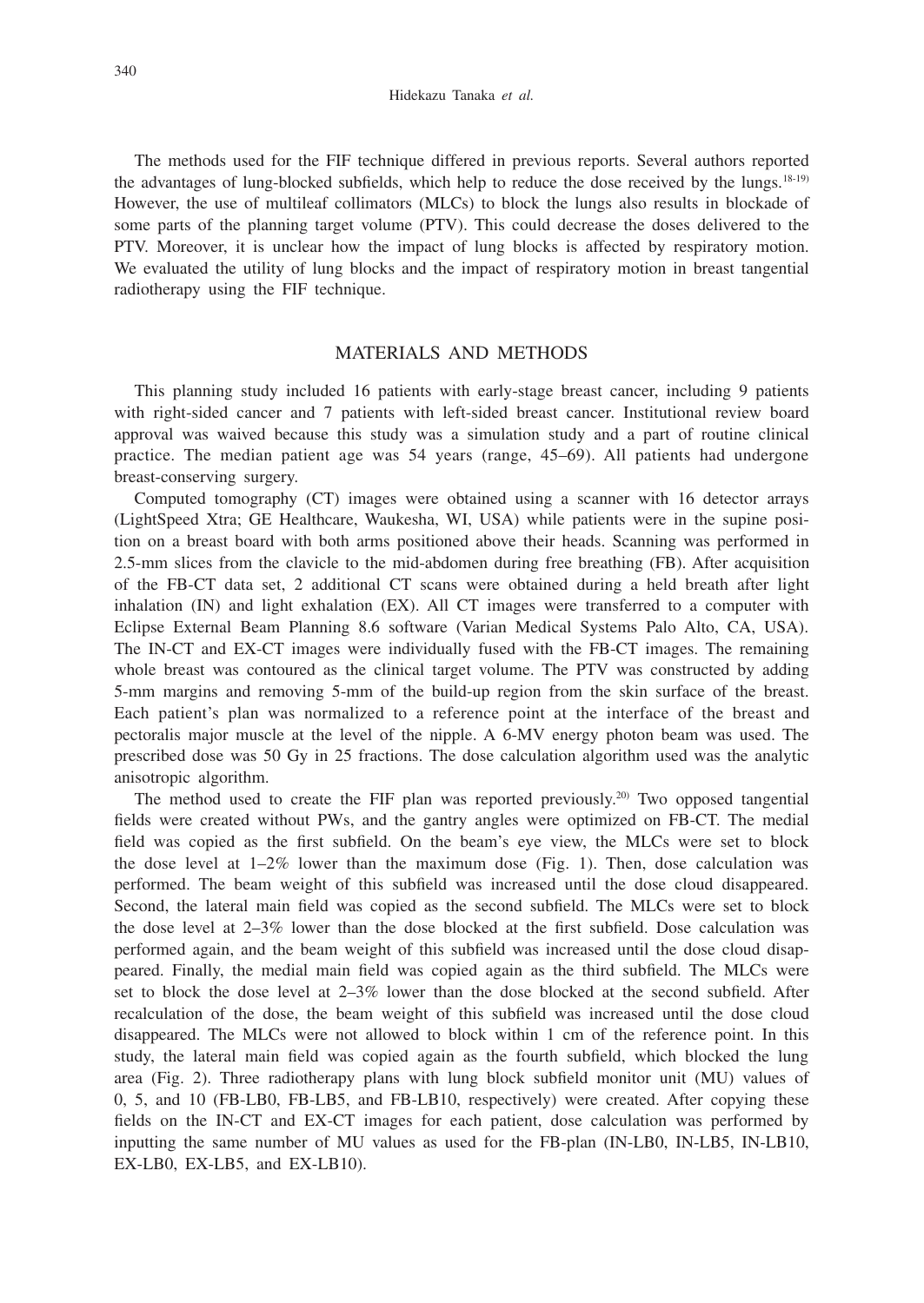The methods used for the FIF technique differed in previous reports. Several authors reported the advantages of lung-blocked subfields, which help to reduce the dose received by the lungs.[18-19] However, the use of multileaf collimators (MLCs) to block the lungs also results in blockade of some parts of the planning target volume (PTV). This could decrease the doses delivered to the PTV. Moreover, it is unclear how the impact of lung blocks is affected by respiratory motion. We evaluated the utility of lung blocks and the impact of respiratory motion in breast tangential radiotherapy using the FIF technique.

## MATERIALS AND METHODS

This planning study included 16 patients with early-stage breast cancer, including 9 patients with right-sided cancer and 7 patients with left-sided breast cancer. Institutional review board approval was waived because this study was a simulation study and a part of routine clinical practice. The median patient age was 54 years (range, 45–69). All patients had undergone breast-conserving surgery.

Computed tomography (CT) images were obtained using a scanner with 16 detector arrays (LightSpeed Xtra; GE Healthcare, Waukesha, WI, USA) while patients were in the supine position on a breast board with both arms positioned above their heads. Scanning was performed in 2.5-mm slices from the clavicle to the mid-abdomen during free breathing (FB). After acquisition of the FB-CT data set, 2 additional CT scans were obtained during a held breath after light inhalation (IN) and light exhalation (EX). All CT images were transferred to a computer with Eclipse External Beam Planning 8.6 software (Varian Medical Systems Palo Alto, CA, USA). The IN-CT and EX-CT images were individually fused with the FB-CT images. The remaining whole breast was contoured as the clinical target volume. The PTV was constructed by adding 5-mm margins and removing 5-mm of the build-up region from the skin surface of the breast. Each patient's plan was normalized to a reference point at the interface of the breast and pectoralis major muscle at the level of the nipple. A 6-MV energy photon beam was used. The prescribed dose was 50 Gy in 25 fractions. The dose calculation algorithm used was the analytic anisotropic algorithm.

The method used to create the FIF plan was reported previously.[20] Two opposed tangential fields were created without PWs, and the gantry angles were optimized on FB-CT. The medial field was copied as the first subfield. On the beam's eye view, the MLCs were set to block the dose level at 1–2% lower than the maximum dose (Fig. 1). Then, dose calculation was performed. The beam weight of this subfield was increased until the dose cloud disappeared. Second, the lateral main field was copied as the second subfield. The MLCs were set to block the dose level at 2–3% lower than the dose blocked at the first subfield. Dose calculation was performed again, and the beam weight of this subfield was increased until the dose cloud disappeared. Finally, the medial main field was copied again as the third subfield. The MLCs were set to block the dose level at 2–3% lower than the dose blocked at the second subfield. After recalculation of the dose, the beam weight of this subfield was increased until the dose cloud disappeared. The MLCs were not allowed to block within 1 cm of the reference point. In this study, the lateral main field was copied again as the fourth subfield, which blocked the lung area (Fig. 2). Three radiotherapy plans with lung block subfield monitor unit (MU) values of 0, 5, and 10 (FB-LB0, FB-LB5, and FB-LB10, respectively) were created. After copying these fields on the IN-CT and EX-CT images for each patient, dose calculation was performed by inputting the same number of MU values as used for the FB-plan (IN-LB0, IN-LB5, IN-LB10, EX-LB0, EX-LB5, and EX-LB10).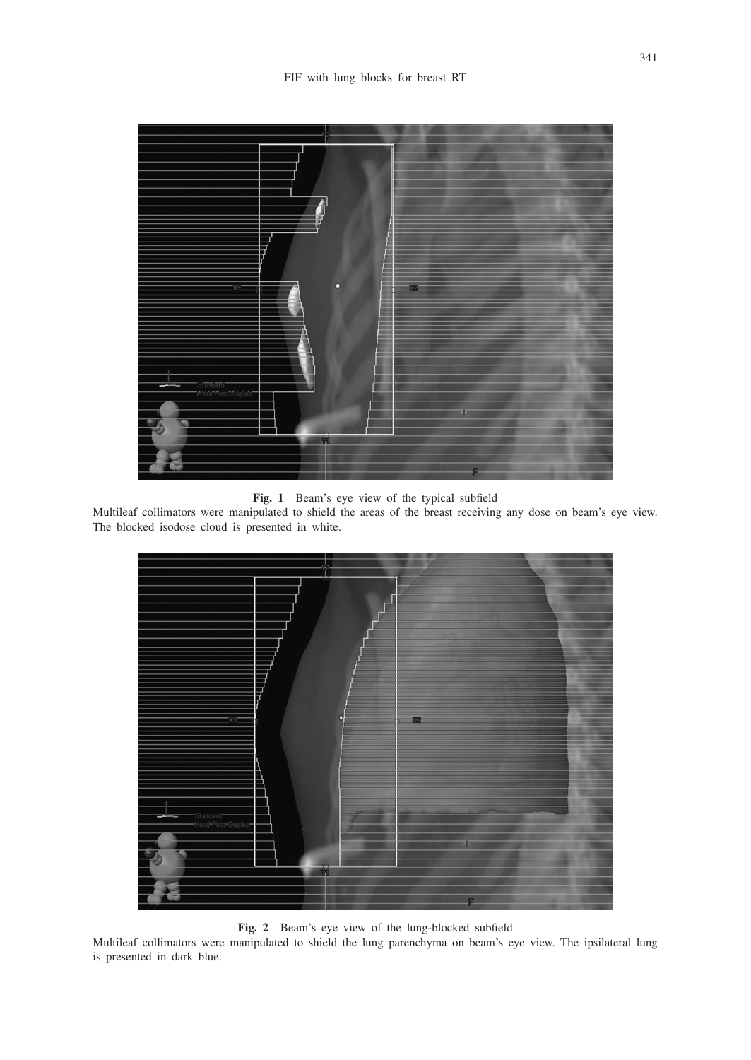**Fig. 1** Beam's eye view of the typical subfield

Multileaf collimators were manipulated to shield the areas of the breast receiving any dose on beam's eye view. The blocked isodose cloud is presented in white.

**Fig. 2** Beam's eye view of the lung-blocked subfield

Multileaf collimators were manipulated to shield the lung parenchyma on beam's eye view. The ipsilateral lung is presented in dark blue.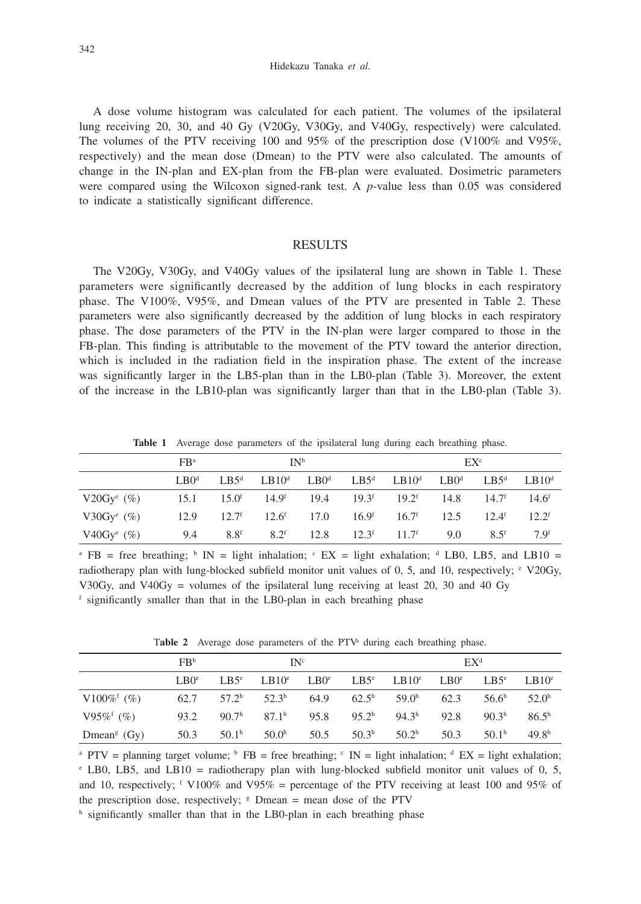A dose volume histogram was calculated for each patient. The volumes of the ipsilateral lung receiving 20, 30, and 40 Gy (V20Gy, V30Gy, and V40Gy, respectively) were calculated. The volumes of the PTV receiving 100 and 95% of the prescription dose (V100% and V95%, respectively) and the mean dose (Dmean) to the PTV were also calculated. The amounts of change in the IN-plan and EX-plan from the FB-plan were evaluated. Dosimetric parameters were compared using the Wilcoxon signed-rank test. A $p$-value less than 0.05 was considered to indicate a statistically significant difference.

## RESULTS

The V20Gy, V30Gy, and V40Gy values of the ipsilateral lung are shown in Table 1. These parameters were significantly decreased by the addition of lung blocks in each respiratory phase. The V100%, V95%, and Dmean values of the PTV are presented in Table 2. These parameters were also significantly decreased by the addition of lung blocks in each respiratory phase. The dose parameters of the PTV in the IN-plan were larger compared to those in the FB-plan. This finding is attributable to the movement of the PTV toward the anterior direction, which is included in the radiation field in the inspiration phase. The extent of the increase was significantly larger in the LB5-plan than in the LB0-plan (Table 3). Moreover, the extent of the increase in the LB10-plan was significantly larger than that in the LB0-plan (Table 3).

**Table 1** Average dose parameters of the ipsilateral lung during each breathing phase.

| | FB[a] | IN[b] | | | EX[c] | | |
|---|---|---|---|---|---|---|---|
| | LB0[d] | LB5[d] | LB10[d] | LB0[d] | LB5[d] | LB10[d] | LB0[d] | LB5[d] | LB10[d] |

| | FB[a] | IN[b] | | | | | EX[c] | | |
|---|---|---|---|---|---|---|---|---|---|
| | LB0[d] | LB5[d] | LB10[d] | LB0[d] | LB5[d] | LB10[d] | LB0[d] | LB5[d] | LB10[d] |
| V20Gy[e] (%) | 15.1 | 15.0[f] | 14.9[f] | 19.4 | 19.3[f] | 19.2[f] | 14.8 | 14.7[f] | 14.6[f] |
| V30Gy[e] (%) | 12.9 | 12.7[f] | 12.6[f] | 17.0 | 16.9[f] | 16.7[f] | 12.5 | 12.4[f] | 12.2[f] |
| V40Gy[e] (%) | 9.4 | 8.8[f] | 8.2[f] | 12.8 | 12.3[f] | 11.7[f] | 9.0 | 8.5[f] | 7.9[f] |

[a] FB = free breathing; [b] IN = light inhalation; [c] EX = light exhalation; [d] LB0, LB5, and LB10 = radiotherapy plan with lung-blocked subfield monitor unit values of 0, 5, and 10, respectively; [e] V20Gy, V30Gy, and V40Gy = volumes of the ipsilateral lung receiving at least 20, 30 and 40 Gy
[f] significantly smaller than that in the LB0-plan in each breathing phase

**Table 2** Average dose parameters of the PTV[a] during each breathing phase.

| | FB[b] | | IN[c] | | | EX[d] | | |
|---|---|---|---|---|---|---|---|---|---|
| | LB0[e] | LB5[e] | LB10[e] | LB0[e] | LB5[e] | LB10[e] | LB0[e] | LB5[e] | LB10[e] |
| V100%[f] (%) | 62.7 | 57.2[h] | 52.3[h] | 64.9 | 62.5[h] | 59.0[h] | 62.3 | 56.6[h] | 52.0[h] |
| V95%[f] (%) | 93.2 | 90.7[h] | 87.1[h] | 95.8 | 95.2[h] | 94.3[h] | 92.8 | 90.3[h] | 86.5[h] |
| Dmean[g] (Gy) | 50.3 | 50.1[h] | 50.0[h] | 50.5 | 50.3[h] | 50.2[h] | 50.3 | 50.1[h] | 49.8[h] |

[a] PTV = planning target volume; [b] FB = free breathing; [c] IN = light inhalation; [d] EX = light exhalation; [e] LB0, LB5, and LB10 = radiotherapy plan with lung-blocked subfield monitor unit values of 0, 5, and 10, respectively; [f] V100% and V95% = percentage of the PTV receiving at least 100 and 95% of the prescription dose, respectively; [g] Dmean = mean dose of the PTV
[h] significantly smaller than that in the LB0-plan in each breathing phase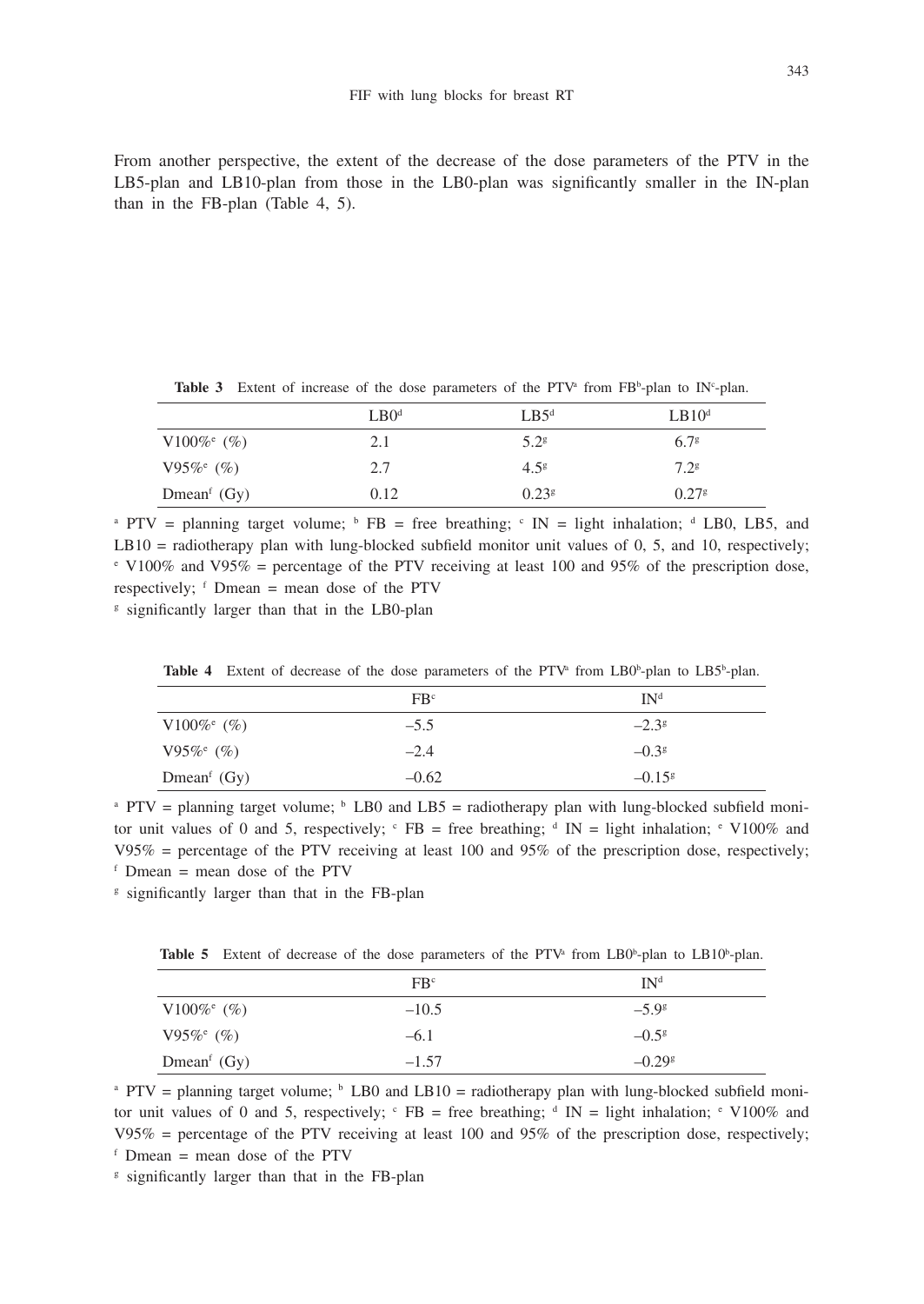From another perspective, the extent of the decrease of the dose parameters of the PTV in the LB5-plan and LB10-plan from those in the LB0-plan was significantly smaller in the IN-plan than in the FB-plan (Table 4, 5).

**Table 3** Extent of increase of the dose parameters of the PTV[a] from FB[b]-plan to IN[c]-plan.

| | LB0[d] | LB5[d] | LB10[d] |
|---|---|---|---|
| V100%[e] (%) | 2.1 | 5.2[g] | 6.7[g] |
| V95%[e] (%) | 2.7 | 4.5[g] | 7.2[g] |
| Dmean[f] (Gy) | 0.12 | 0.23[g] | 0.27[g] |

[a] PTV = planning target volume; [b] FB = free breathing; [c] IN = light inhalation; [d] LB0, LB5, and LB10 = radiotherapy plan with lung-blocked subfield monitor unit values of 0, 5, and 10, respectively; [e] V100% and V95% = percentage of the PTV receiving at least 100 and 95% of the prescription dose, respectively; [f] Dmean = mean dose of the PTV

[g] significantly larger than that in the LB0-plan

**Table 4** Extent of decrease of the dose parameters of the PTV[a] from LB0[b]-plan to LB5[b]-plan.

| | FB[c] | IN[d] |
|---|---|---|
| V100%[e] (%) | –5.5 | –2.3[g] |
| V95%[e] (%) | –2.4 | –0.3[g] |
| Dmean[f] (Gy) | –0.62 | –0.15[g] |

[a] PTV = planning target volume; [b] LB0 and LB5 = radiotherapy plan with lung-blocked subfield monitor unit values of 0 and 5, respectively; [c] FB = free breathing; [d] IN = light inhalation; [e] V100% and V95% = percentage of the PTV receiving at least 100 and 95% of the prescription dose, respectively; [f] Dmean = mean dose of the PTV

[g] significantly larger than that in the FB-plan

**Table 5** Extent of decrease of the dose parameters of the PTV[a] from LB0[b]-plan to LB10[b]-plan.

| | FB[c] | IN[d] |
|---|---|---|
| V100%[e] (%) | –10.5 | –5.9[g] |
| V95%[e] (%) | –6.1 | –0.5[g] |
| Dmean[f] (Gy) | –1.57 | –0.29[g] |

[a] PTV = planning target volume; [b] LB0 and LB10 = radiotherapy plan with lung-blocked subfield monitor unit values of 0 and 5, respectively; [c] FB = free breathing; [d] IN = light inhalation; [e] V100% and V95% = percentage of the PTV receiving at least 100 and 95% of the prescription dose, respectively; [f] Dmean = mean dose of the PTV

[g] significantly larger than that in the FB-plan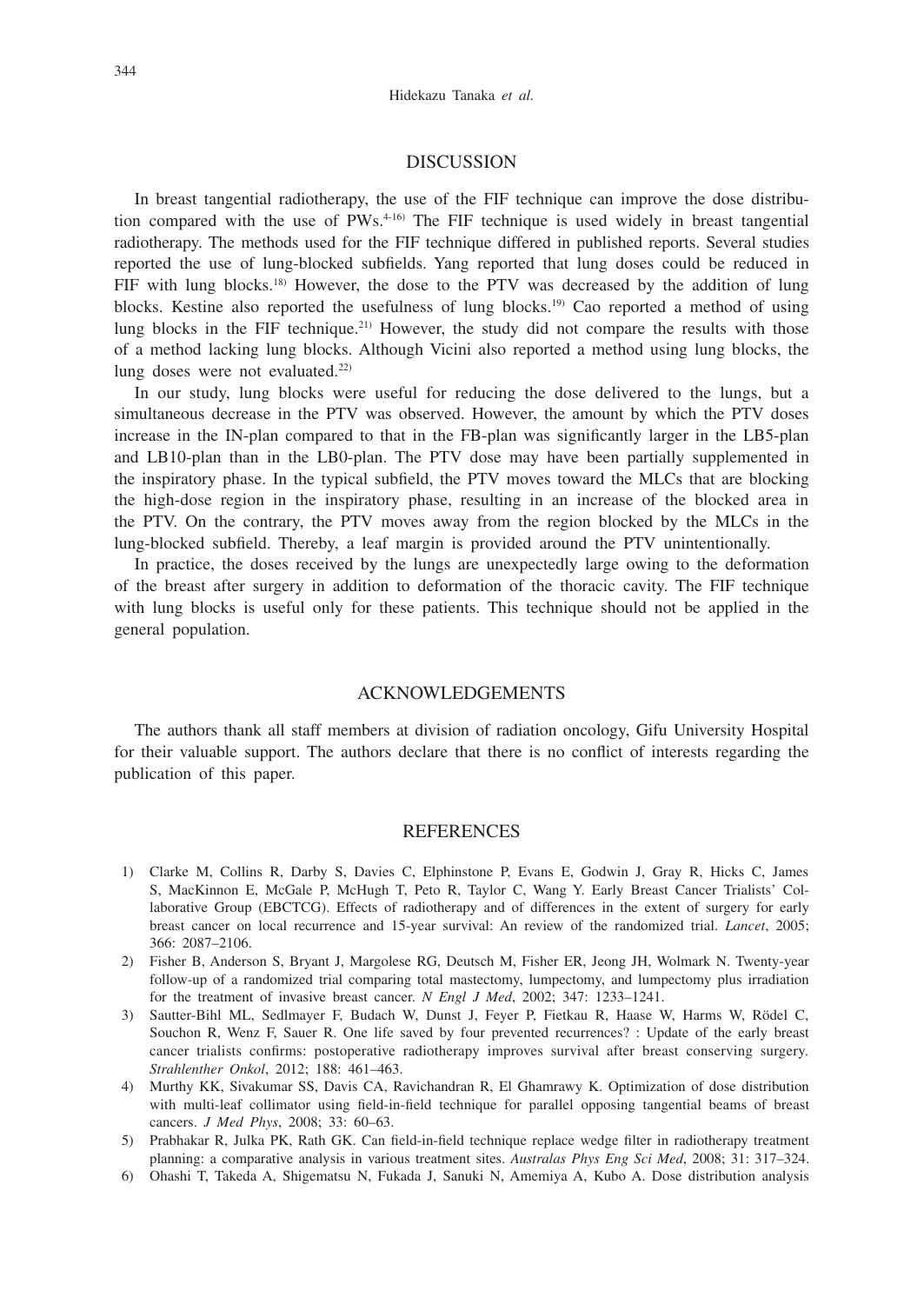## DISCUSSION

In breast tangential radiotherapy, the use of the FIF technique can improve the dose distribution compared with the use of PWs.[4-16] The FIF technique is used widely in breast tangential radiotherapy. The methods used for the FIF technique differed in published reports. Several studies reported the use of lung-blocked subfields. Yang reported that lung doses could be reduced in FIF with lung blocks.[18] However, the dose to the PTV was decreased by the addition of lung blocks. Kestine also reported the usefulness of lung blocks.[19] Cao reported a method of using lung blocks in the FIF technique.[21] However, the study did not compare the results with those of a method lacking lung blocks. Although Vicini also reported a method using lung blocks, the lung doses were not evaluated.[22]

In our study, lung blocks were useful for reducing the dose delivered to the lungs, but a simultaneous decrease in the PTV was observed. However, the amount by which the PTV doses increase in the IN-plan compared to that in the FB-plan was significantly larger in the LB5-plan and LB10-plan than in the LB0-plan. The PTV dose may have been partially supplemented in the inspiratory phase. In the typical subfield, the PTV moves toward the MLCs that are blocking the high-dose region in the inspiratory phase, resulting in an increase of the blocked area in the PTV. On the contrary, the PTV moves away from the region blocked by the MLCs in the lung-blocked subfield. Thereby, a leaf margin is provided around the PTV unintentionally.

In practice, the doses received by the lungs are unexpectedly large owing to the deformation of the breast after surgery in addition to deformation of the thoracic cavity. The FIF technique with lung blocks is useful only for these patients. This technique should not be applied in the general population.

## ACKNOWLEDGEMENTS

The authors thank all staff members at division of radiation oncology, Gifu University Hospital for their valuable support. The authors declare that there is no conflict of interests regarding the publication of this paper.

## REFERENCES

1) Clarke M, Collins R, Darby S, Davies C, Elphinstone P, Evans E, Godwin J, Gray R, Hicks C, James S, MacKinnon E, McGale P, McHugh T, Peto R, Taylor C, Wang Y. Early Breast Cancer Trialists' Collaborative Group (EBCTCG). Effects of radiotherapy and of differences in the extent of surgery for early breast cancer on local recurrence and 15-year survival: An review of the randomized trial. *Lancet*, 2005; 366: 2087–2106.
2) Fisher B, Anderson S, Bryant J, Margolese RG, Deutsch M, Fisher ER, Jeong JH, Wolmark N. Twenty-year follow-up of a randomized trial comparing total mastectomy, lumpectomy, and lumpectomy plus irradiation for the treatment of invasive breast cancer. *N Engl J Med*, 2002; 347: 1233–1241.
3) Sautter-Bihl ML, Sedlmayer F, Budach W, Dunst J, Feyer P, Fietkau R, Haase W, Harms W, Rödel C, Souchon R, Wenz F, Sauer R. One life saved by four prevented recurrences? : Update of the early breast cancer trialists confirms: postoperative radiotherapy improves survival after breast conserving surgery. *Strahlenther Onkol*, 2012; 188: 461–463.
4) Murthy KK, Sivakumar SS, Davis CA, Ravichandran R, El Ghamrawy K. Optimization of dose distribution with multi-leaf collimator using field-in-field technique for parallel opposing tangential beams of breast cancers. *J Med Phys*, 2008; 33: 60–63.
5) Prabhakar R, Julka PK, Rath GK. Can field-in-field technique replace wedge filter in radiotherapy treatment planning: a comparative analysis in various treatment sites. *Australas Phys Eng Sci Med*, 2008; 31: 317–324.
6) Ohashi T, Takeda A, Shigematsu N, Fukada J, Sanuki N, Amemiya A, Kubo A. Dose distribution analysis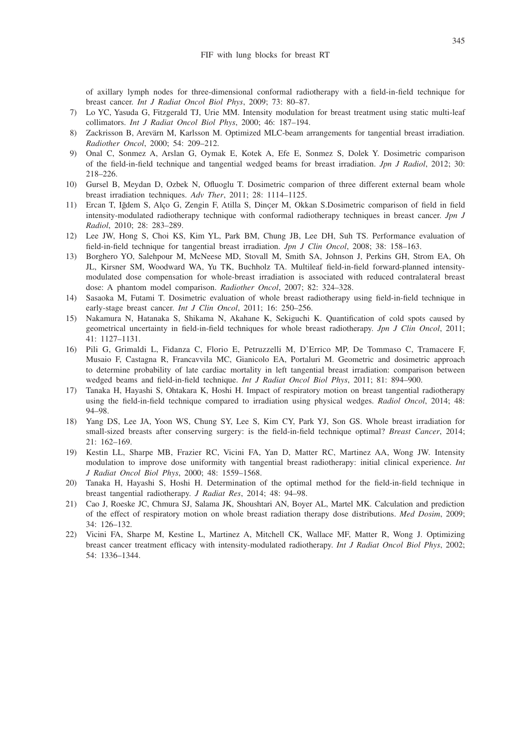of axillary lymph nodes for three-dimensional conformal radiotherapy with a field-in-field technique for breast cancer. *Int J Radiat Oncol Biol Phys*, 2009; 73: 80–87.

7) Lo YC, Yasuda G, Fitzgerald TJ, Urie MM. Intensity modulation for breast treatment using static multi-leaf collimators. *Int J Radiat Oncol Biol Phys*, 2000; 46: 187–194.
8) Zackrisson B, Arevärn M, Karlsson M. Optimized MLC-beam arrangements for tangential breast irradiation. *Radiother Oncol*, 2000; 54: 209–212.
9) Onal C, Sonmez A, Arslan G, Oymak E, Kotek A, Efe E, Sonmez S, Dolek Y. Dosimetric comparison of the field-in-field technique and tangential wedged beams for breast irradiation. *Jpn J Radiol*, 2012; 30: 218–226.
10) Gursel B, Meydan D, Ozbek N, Ofluoglu T. Dosimetric comparion of three different external beam whole breast irradiation techniques. *Adv Ther*, 2011; 28: 1114–1125.
11) Ercan T, Iğdem S, Alço G, Zengin F, Atilla S, Dinçer M, Okkan S.Dosimetric comparison of field in field intensity-modulated radiotherapy technique with conformal radiotherapy techniques in breast cancer. *Jpn J Radiol*, 2010; 28: 283–289.
12) Lee JW, Hong S, Choi KS, Kim YL, Park BM, Chung JB, Lee DH, Suh TS. Performance evaluation of field-in-field technique for tangential breast irradiation. *Jpn J Clin Oncol*, 2008; 38: 158–163.
13) Borghero YO, Salehpour M, McNeese MD, Stovall M, Smith SA, Johnson J, Perkins GH, Strom EA, Oh JL, Kirsner SM, Woodward WA, Yu TK, Buchholz TA. Multileaf field-in-field forward-planned intensity-modulated dose compensation for whole-breast irradiation is associated with reduced contralateral breast dose: A phantom model comparison. *Radiother Oncol*, 2007; 82: 324–328.
14) Sasaoka M, Futami T. Dosimetric evaluation of whole breast radiotherapy using field-in-field technique in early-stage breast cancer. *Int J Clin Oncol*, 2011; 16: 250–256.
15) Nakamura N, Hatanaka S, Shikama N, Akahane K, Sekiguchi K. Quantification of cold spots caused by geometrical uncertainty in field-in-field techniques for whole breast radiotherapy. *Jpn J Clin Oncol*, 2011; 41: 1127–1131.
16) Pili G, Grimaldi L, Fidanza C, Florio E, Petruzzelli M, D'Errico MP, De Tommaso C, Tramacere F, Musaio F, Castagna R, Francavvila MC, Gianicolo EA, Portaluri M. Geometric and dosimetric approach to determine probability of late cardiac mortality in left tangential breast irradiation: comparison between wedged beams and field-in-field technique. *Int J Radiat Oncol Biol Phys*, 2011; 81: 894–900.
17) Tanaka H, Hayashi S, Ohtakara K, Hoshi H. Impact of respiratory motion on breast tangential radiotherapy using the field-in-field technique compared to irradiation using physical wedges. *Radiol Oncol*, 2014; 48: 94–98.
18) Yang DS, Lee JA, Yoon WS, Chung SY, Lee S, Kim CY, Park YJ, Son GS. Whole breast irradiation for small-sized breasts after conserving surgery: is the field-in-field technique optimal? *Breast Cancer*, 2014; 21: 162–169.
19) Kestin LL, Sharpe MB, Frazier RC, Vicini FA, Yan D, Matter RC, Martinez AA, Wong JW. Intensity modulation to improve dose uniformity with tangential breast radiotherapy: initial clinical experience. *Int J Radiat Oncol Biol Phys*, 2000; 48: 1559–1568.
20) Tanaka H, Hayashi S, Hoshi H. Determination of the optimal method for the field-in-field technique in breast tangential radiotherapy. *J Radiat Res*, 2014; 48: 94–98.
21) Cao J, Roeske JC, Chmura SJ, Salama JK, Shoushtari AN, Boyer AL, Martel MK. Calculation and prediction of the effect of respiratory motion on whole breast radiation therapy dose distributions. *Med Dosim*, 2009; 34: 126–132.
22) Vicini FA, Sharpe M, Kestine L, Martinez A, Mitchell CK, Wallace MF, Matter R, Wong J. Optimizing breast cancer treatment efficacy with intensity-modulated radiotherapy. *Int J Radiat Oncol Biol Phys*, 2002; 54: 1336–1344.